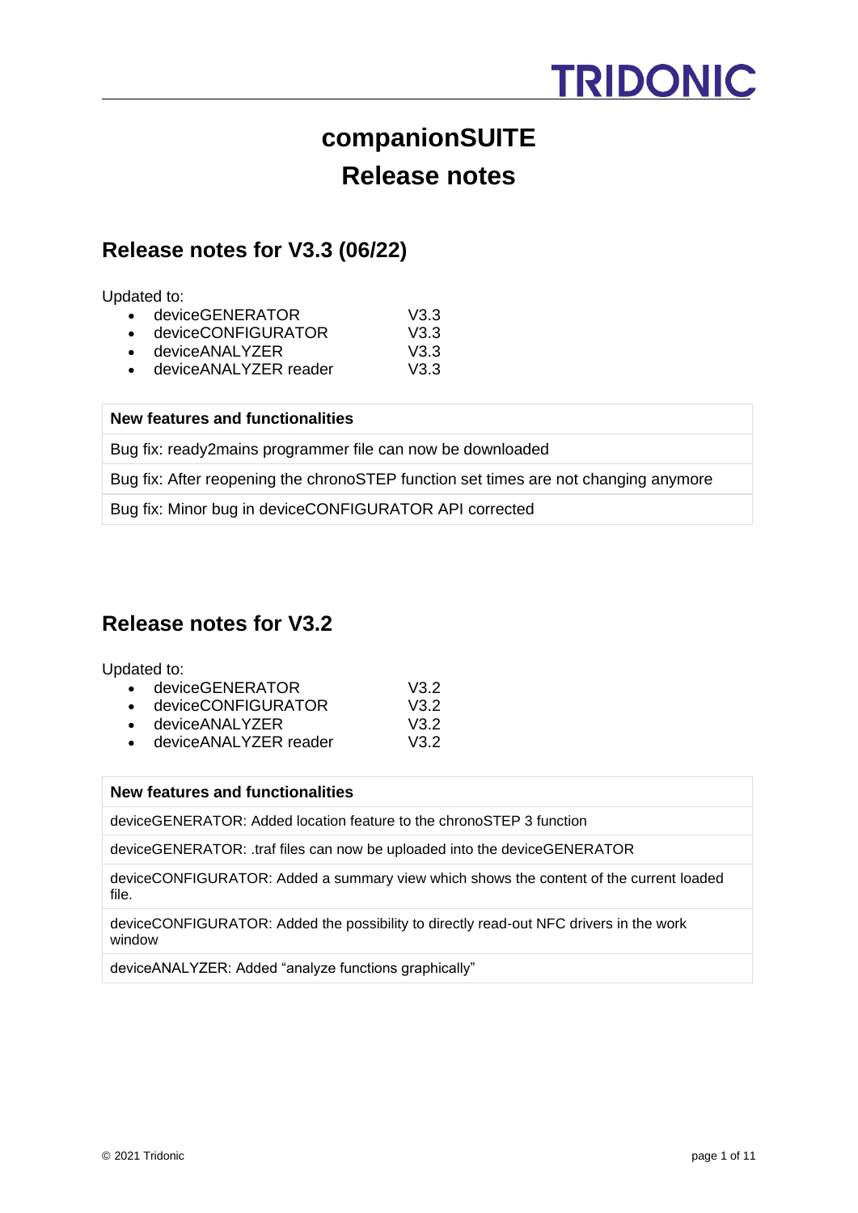# companionSUITE
# Release notes

## Release notes for V3.3 (06/22)

Updated to:

- deviceGENERATOR V3.3
- deviceCONFIGURATOR V3.3
- deviceANALYZER V3.3
- deviceANALYZER reader V3.3

| New features and functionalities |
| --- |
| Bug fix: ready2mains programmer file can now be downloaded |
| Bug fix: After reopening the chronoSTEP function set times are not changing anymore |
| Bug fix: Minor bug in deviceCONFIGURATOR API corrected |

## Release notes for V3.2

Updated to:

- deviceGENERATOR V3.2
- deviceCONFIGURATOR V3.2
- deviceANALYZER V3.2
- deviceANALYZER reader V3.2

| New features and functionalities |
| --- |
| deviceGENERATOR: Added location feature to the chronoSTEP 3 function |
| deviceGENERATOR: .traf files can now be uploaded into the deviceGENERATOR |
| deviceCONFIGURATOR: Added a summary view which shows the content of the current loaded file. |
| deviceCONFIGURATOR: Added the possibility to directly read-out NFC drivers in the work window |
| deviceANALYZER: Added “analyze functions graphically” |

© 2021 Tridonic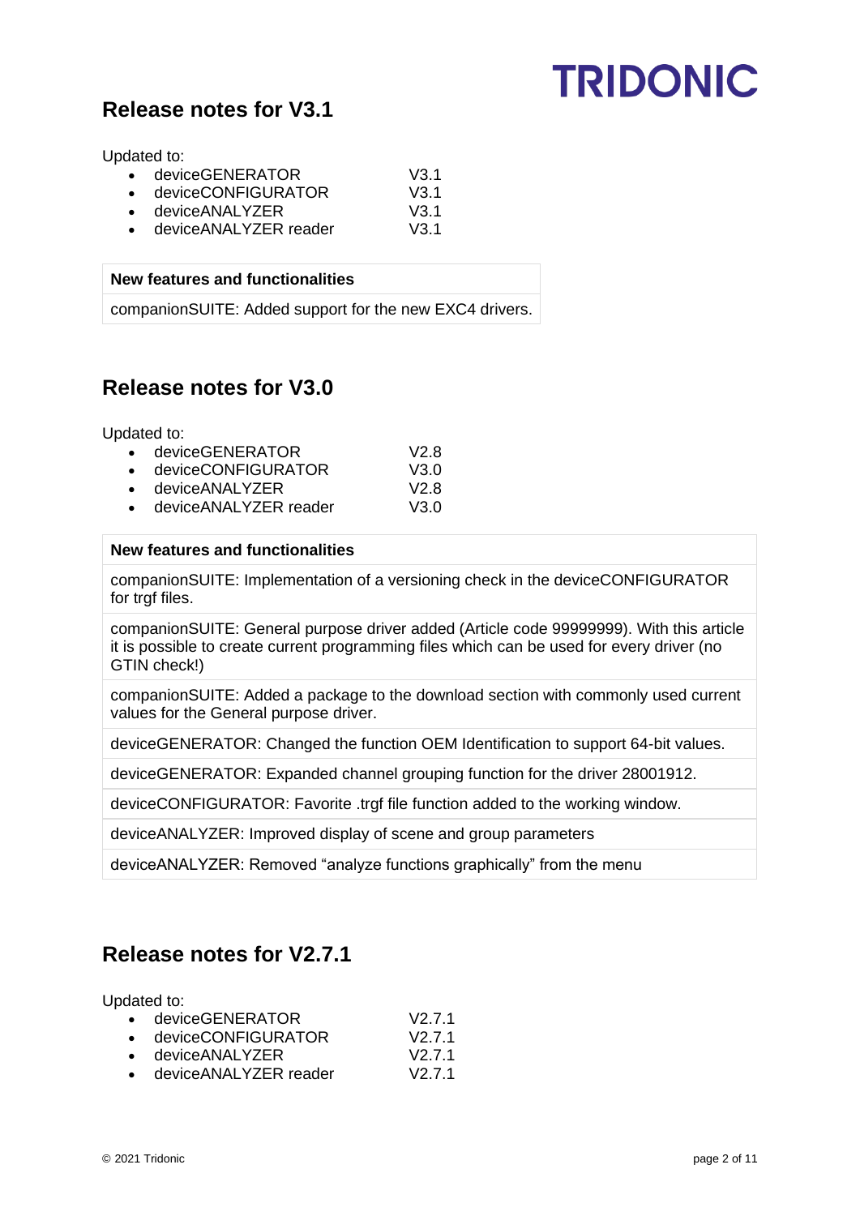## Release notes for V3.1

Updated to:

- deviceGENERATOR V3.1
- deviceCONFIGURATOR V3.1
- deviceANALYZER V3.1
- deviceANALYZER reader V3.1

| New features and functionalities |
|---|
| companionSUITE: Added support for the new EXC4 drivers. |

## Release notes for V3.0

Updated to:

- deviceGENERATOR V2.8
- deviceCONFIGURATOR V3.0
- deviceANALYZER V2.8
- deviceANALYZER reader V3.0

| New features and functionalities |
|---|
| companionSUITE: Implementation of a versioning check in the deviceCONFIGURATOR for trgf files. |
| companionSUITE: General purpose driver added (Article code 99999999). With this article it is possible to create current programming files which can be used for every driver (no GTIN check!) |
| companionSUITE: Added a package to the download section with commonly used current values for the General purpose driver. |
| deviceGENERATOR: Changed the function OEM Identification to support 64-bit values. |
| deviceGENERATOR: Expanded channel grouping function for the driver 28001912. |
| deviceCONFIGURATOR: Favorite .trgf file function added to the working window. |
| deviceANALYZER: Improved display of scene and group parameters |
| deviceANALYZER: Removed “analyze functions graphically” from the menu |

## Release notes for V2.7.1

Updated to:

- deviceGENERATOR V2.7.1
- deviceCONFIGURATOR V2.7.1
- deviceANALYZER V2.7.1
- deviceANALYZER reader V2.7.1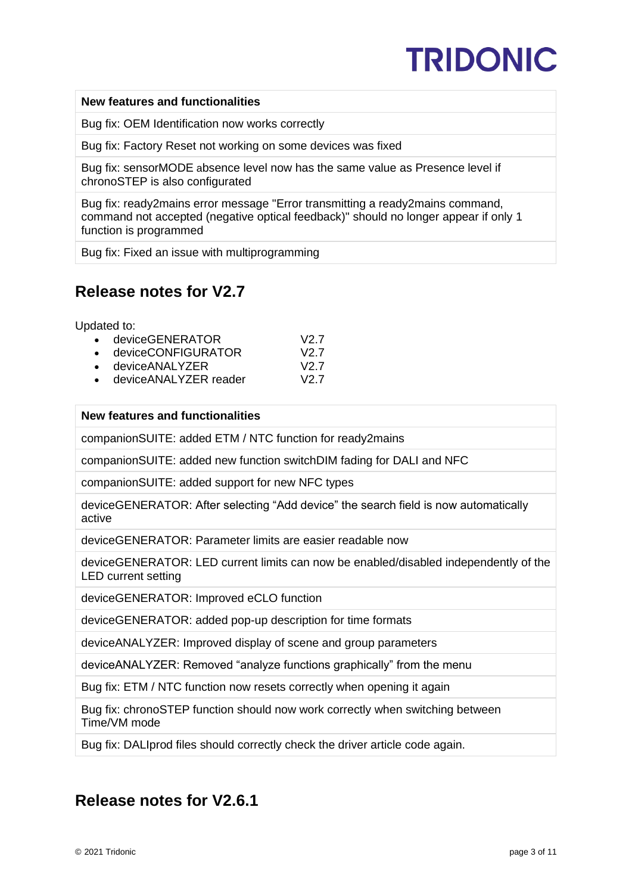| New features and functionalities |
| --- |
| Bug fix: OEM Identification now works correctly |
| Bug fix: Factory Reset not working on some devices was fixed |
| Bug fix: sensorMODE absence level now has the same value as Presence level if chronoSTEP is also configurated |
| Bug fix: ready2mains error message "Error transmitting a ready2mains command, command not accepted (negative optical feedback)" should no longer appear if only 1 function is programmed |
| Bug fix: Fixed an issue with multiprogramming |

## Release notes for V2.7

Updated to:

- deviceGENERATOR V2.7
- deviceCONFIGURATOR V2.7
- deviceANALYZER V2.7
- deviceANALYZER reader V2.7

| New features and functionalities |
| --- |
| companionSUITE: added ETM / NTC function for ready2mains |
| companionSUITE: added new function switchDIM fading for DALI and NFC |
| companionSUITE: added support for new NFC types |
| deviceGENERATOR: After selecting “Add device” the search field is now automatically active |
| deviceGENERATOR: Parameter limits are easier readable now |
| deviceGENERATOR: LED current limits can now be enabled/disabled independently of the LED current setting |
| deviceGENERATOR: Improved eCLO function |
| deviceGENERATOR: added pop-up description for time formats |
| deviceANALYZER: Improved display of scene and group parameters |
| deviceANALYZER: Removed “analyze functions graphically” from the menu |
| Bug fix: ETM / NTC function now resets correctly when opening it again |
| Bug fix: chronoSTEP function should now work correctly when switching between Time/VM mode |
| Bug fix: DALIprod files should correctly check the driver article code again. |

## Release notes for V2.6.1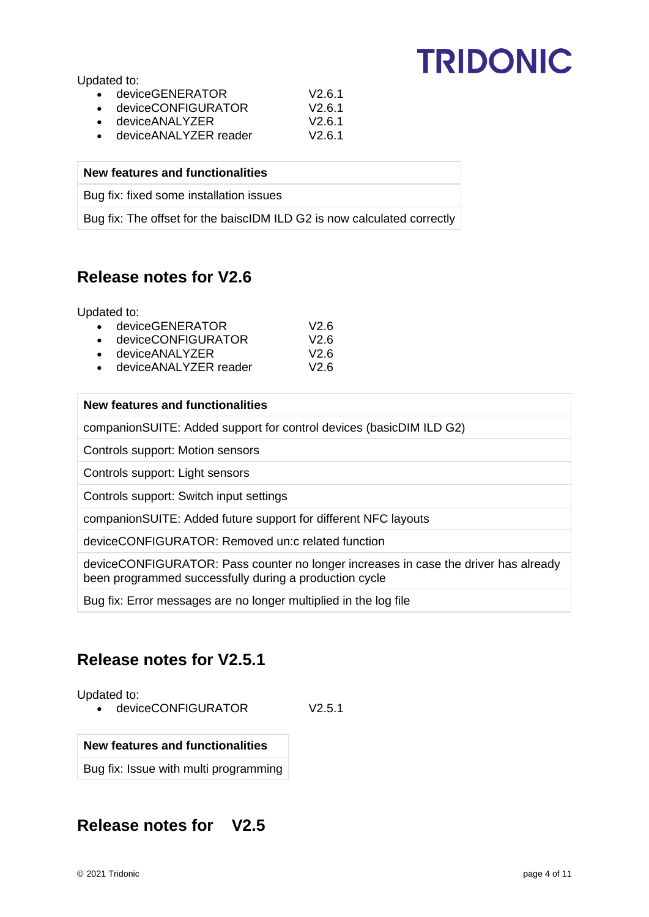Updated to:

- deviceGENERATOR V2.6.1
- deviceCONFIGURATOR V2.6.1
- deviceANALYZER V2.6.1
- deviceANALYZER reader V2.6.1

| New features and functionalities |
|---|
| Bug fix: fixed some installation issues |
| Bug fix: The offset for the baiscIDM ILD G2 is now calculated correctly |

## Release notes for V2.6

Updated to:

- deviceGENERATOR V2.6
- deviceCONFIGURATOR V2.6
- deviceANALYZER V2.6
- deviceANALYZER reader V2.6

| New features and functionalities |
|---|
| companionSUITE: Added support for control devices (basicDIM ILD G2) |
| Controls support: Motion sensors |
| Controls support: Light sensors |
| Controls support: Switch input settings |
| companionSUITE: Added future support for different NFC layouts |
| deviceCONFIGURATOR: Removed un:c related function |
| deviceCONFIGURATOR: Pass counter no longer increases in case the driver has already been programmed successfully during a production cycle |
| Bug fix: Error messages are no longer multiplied in the log file |

## Release notes for V2.5.1

Updated to:

- deviceCONFIGURATOR V2.5.1

| New features and functionalities |
|---|
| Bug fix: Issue with multi programming |

## Release notes for V2.5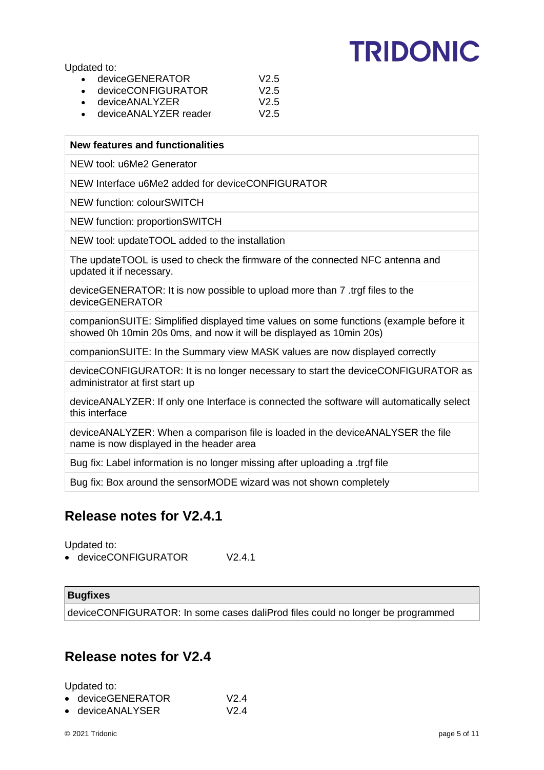Updated to:

| | |
|---|---|
| • deviceGENERATOR | V2.5 |
| • deviceCONFIGURATOR | V2.5 |
| • deviceANALYZER | V2.5 |
| • deviceANALYZER reader | V2.5 |

| New features and functionalities |
|---|
| NEW tool: u6Me2 Generator |
| NEW Interface u6Me2 added for deviceCONFIGURATOR |
| NEW function: colourSWITCH |
| NEW function: proportionSWITCH |
| NEW tool: updateTOOL added to the installation |
| The updateTOOL is used to check the firmware of the connected NFC antenna and updated it if necessary. |
| deviceGENERATOR: It is now possible to upload more than 7 .trgf files to the deviceGENERATOR |
| companionSUITE: Simplified displayed time values on some functions (example before it showed 0h 10min 20s 0ms, and now it will be displayed as 10min 20s) |
| companionSUITE: In the Summary view MASK values are now displayed correctly |
| deviceCONFIGURATOR: It is no longer necessary to start the deviceCONFIGURATOR as administrator at first start up |
| deviceANALYZER: If only one Interface is connected the software will automatically select this interface |
| deviceANALYZER: When a comparison file is loaded in the deviceANALYSER the file name is now displayed in the header area |
| Bug fix: Label information is no longer missing after uploading a .trgf file |
| Bug fix: Box around the sensorMODE wizard was not shown completely |

## Release notes for V2.4.1

Updated to:

- deviceCONFIGURATOR V2.4.1

| Bugfixes |
|---|
| deviceCONFIGURATOR: In some cases daliProd files could no longer be programmed |

## Release notes for V2.4

Updated to:

- deviceGENERATOR V2.4
- deviceANALYSER V2.4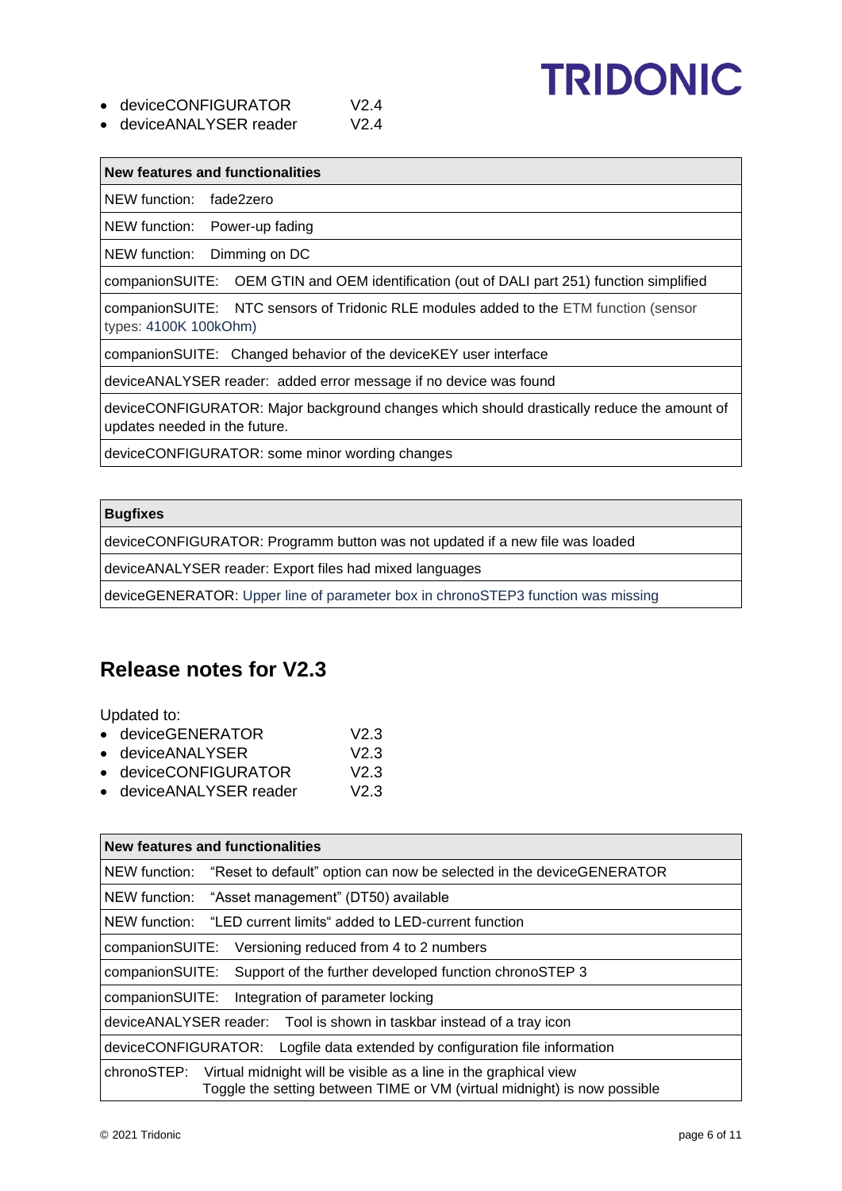- deviceCONFIGURATOR V2.4
- deviceANALYSER reader V2.4

| New features and functionalities |
|---|
| NEW function: fade2zero |
| NEW function: Power-up fading |
| NEW function: Dimming on DC |
| companionSUITE: OEM GTIN and OEM identification (out of DALI part 251) function simplified |
| companionSUITE: NTC sensors of Tridonic RLE modules added to the ETM function (sensor types: 4100K 100kOhm) |
| companionSUITE: Changed behavior of the deviceKEY user interface |
| deviceANALYSER reader: added error message if no device was found |
| deviceCONFIGURATOR: Major background changes which should drastically reduce the amount of updates needed in the future. |
| deviceCONFIGURATOR: some minor wording changes |

| Bugfixes |
|---|
| deviceCONFIGURATOR: Programm button was not updated if a new file was loaded |
| deviceANALYSER reader: Export files had mixed languages |
| deviceGENERATOR: Upper line of parameter box in chronoSTEP3 function was missing |

## Release notes for V2.3

Updated to:

- deviceGENERATOR V2.3
- deviceANALYSER V2.3
- deviceCONFIGURATOR V2.3
- deviceANALYSER reader V2.3

| New features and functionalities |
|---|
| NEW function: "Reset to default" option can now be selected in the deviceGENERATOR |
| NEW function: "Asset management" (DT50) available |
| NEW function: "LED current limits" added to LED-current function |
| companionSUITE: Versioning reduced from 4 to 2 numbers |
| companionSUITE: Support of the further developed function chronoSTEP 3 |
| companionSUITE: Integration of parameter locking |
| deviceANALYSER reader: Tool is shown in taskbar instead of a tray icon |
| deviceCONFIGURATOR: Logfile data extended by configuration file information |
| chronoSTEP: Virtual midnight will be visible as a line in the graphical view<br>Toggle the setting between TIME or VM (virtual midnight) is now possible |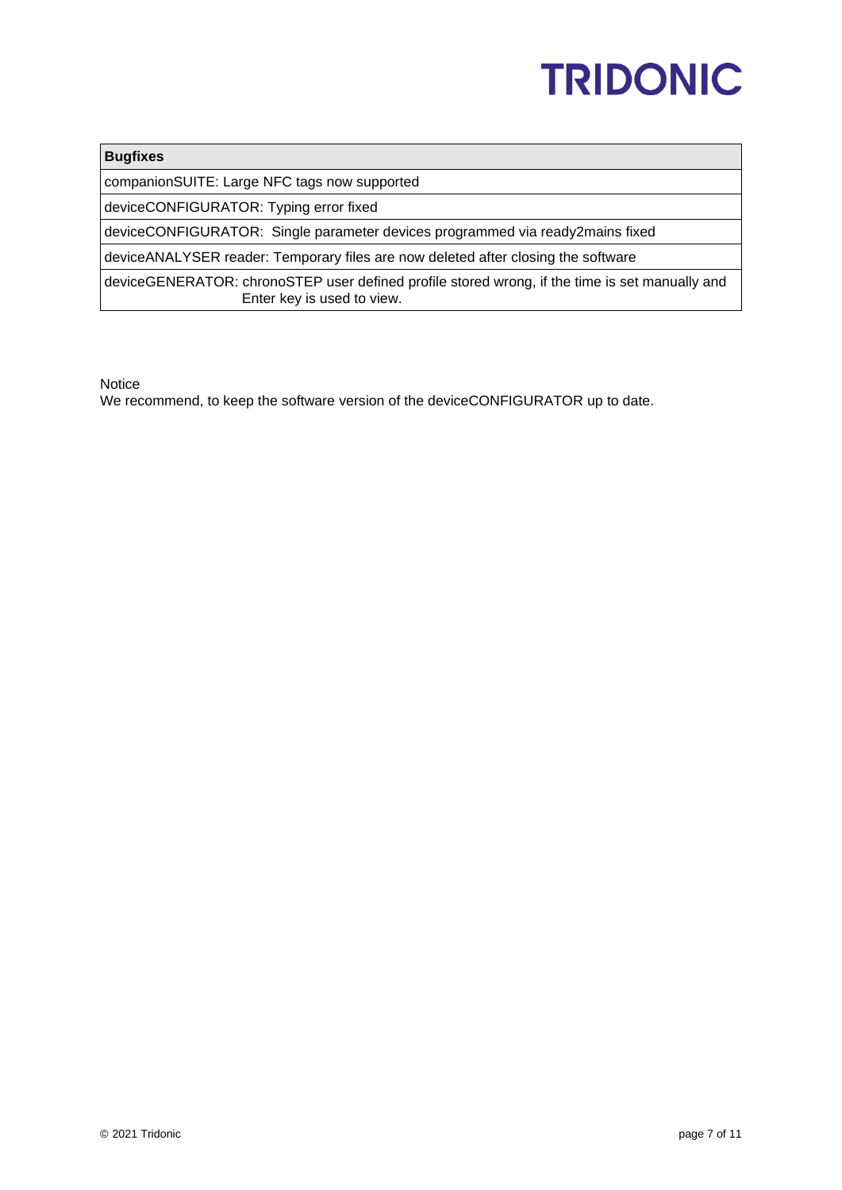| Bugfixes |
| --- |
| companionSUITE: Large NFC tags now supported |
| deviceCONFIGURATOR: Typing error fixed |
| deviceCONFIGURATOR: Single parameter devices programmed via ready2mains fixed |
| deviceANALYSER reader: Temporary files are now deleted after closing the software |
| deviceGENERATOR: chronoSTEP user defined profile stored wrong, if the time is set manually and Enter key is used to view. |

Notice

We recommend, to keep the software version of the deviceCONFIGURATOR up to date.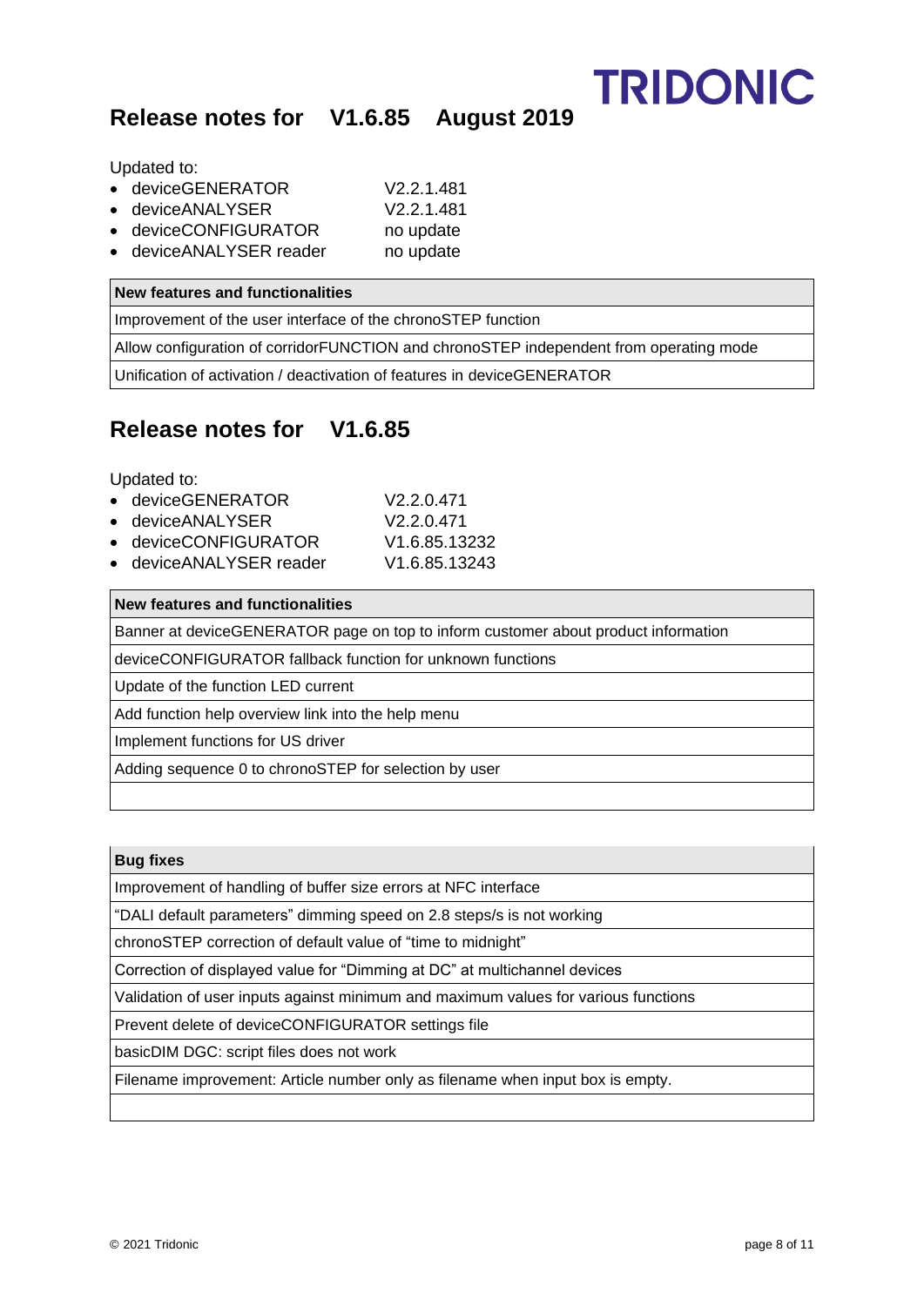## Release notes for V1.6.85 August 2019

Updated to:

- deviceGENERATOR V2.2.1.481
- deviceANALYSER V2.2.1.481
- deviceCONFIGURATOR no update
- deviceANALYSER reader no update

| New features and functionalities |
| --- |
| Improvement of the user interface of the chronoSTEP function |
| Allow configuration of corridorFUNCTION and chronoSTEP independent from operating mode |
| Unification of activation / deactivation of features in deviceGENERATOR |

## Release notes for V1.6.85

Updated to:

- deviceGENERATOR V2.2.0.471
- deviceANALYSER V2.2.0.471
- deviceCONFIGURATOR V1.6.85.13232
- deviceANALYSER reader V1.6.85.13243

| New features and functionalities |
| --- |
| Banner at deviceGENERATOR page on top to inform customer about product information |
| deviceCONFIGURATOR fallback function for unknown functions |
| Update of the function LED current |
| Add function help overview link into the help menu |
| Implement functions for US driver |
| Adding sequence 0 to chronoSTEP for selection by user |
| |

| Bug fixes |
| --- |
| Improvement of handling of buffer size errors at NFC interface |
| “DALI default parameters” dimming speed on 2.8 steps/s is not working |
| chronoSTEP correction of default value of “time to midnight” |
| Correction of displayed value for “Dimming at DC” at multichannel devices |
| Validation of user inputs against minimum and maximum values for various functions |
| Prevent delete of deviceCONFIGURATOR settings file |
| basicDIM DGC: script files does not work |
| Filename improvement: Article number only as filename when input box is empty. |
| |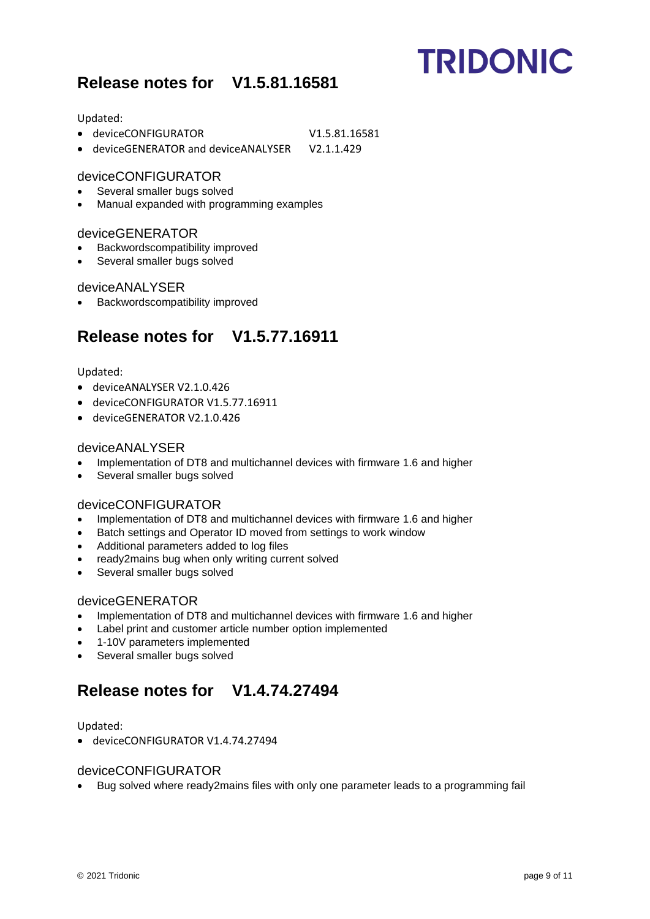## Release notes for V1.5.81.16581

Updated:

- deviceCONFIGURATOR V1.5.81.16581
- deviceGENERATOR and deviceANALYSER V2.1.1.429

### deviceCONFIGURATOR

- Several smaller bugs solved
- Manual expanded with programming examples

### deviceGENERATOR

- Backwordscompatibility improved
- Several smaller bugs solved

### deviceANALYSER

- Backwordscompatibility improved

## Release notes for V1.5.77.16911

Updated:

- deviceANALYSER V2.1.0.426
- deviceCONFIGURATOR V1.5.77.16911
- deviceGENERATOR V2.1.0.426

### deviceANALYSER

- Implementation of DT8 and multichannel devices with firmware 1.6 and higher
- Several smaller bugs solved

### deviceCONFIGURATOR

- Implementation of DT8 and multichannel devices with firmware 1.6 and higher
- Batch settings and Operator ID moved from settings to work window
- Additional parameters added to log files
- ready2mains bug when only writing current solved
- Several smaller bugs solved

### deviceGENERATOR

- Implementation of DT8 and multichannel devices with firmware 1.6 and higher
- Label print and customer article number option implemented
- 1-10V parameters implemented
- Several smaller bugs solved

## Release notes for V1.4.74.27494

Updated:

- deviceCONFIGURATOR V1.4.74.27494

### deviceCONFIGURATOR

- Bug solved where ready2mains files with only one parameter leads to a programming fail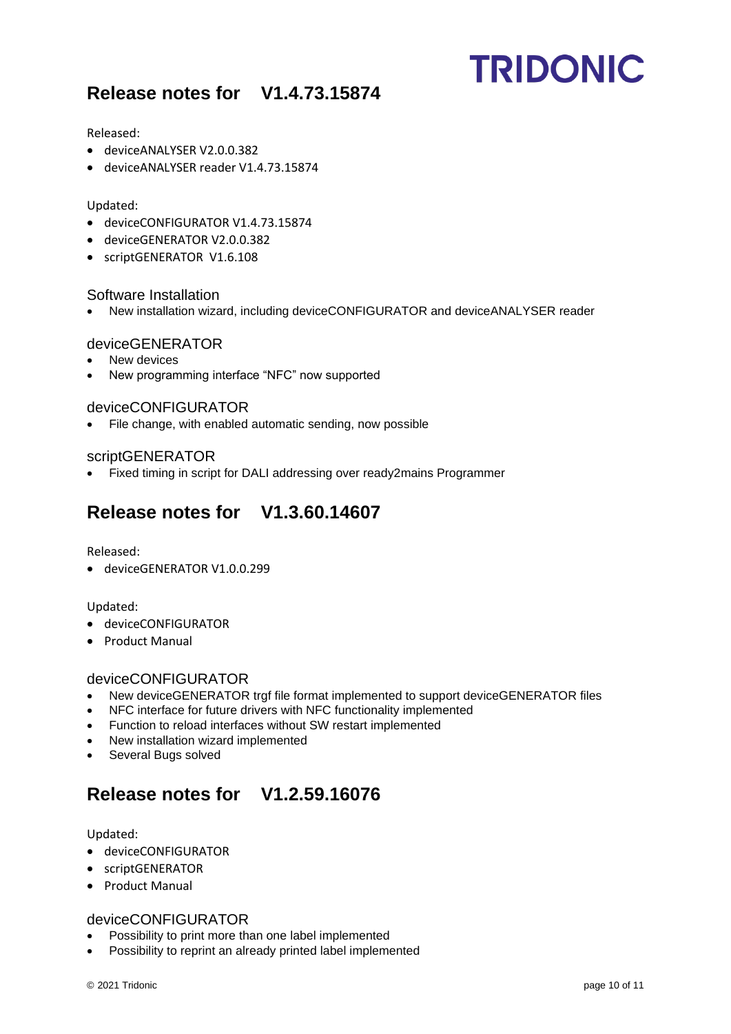## Release notes for V1.4.73.15874

Released:

- deviceANALYSER V2.0.0.382
- deviceANALYSER reader V1.4.73.15874

Updated:

- deviceCONFIGURATOR V1.4.73.15874
- deviceGENERATOR V2.0.0.382
- scriptGENERATOR V1.6.108

### Software Installation

- New installation wizard, including deviceCONFIGURATOR and deviceANALYSER reader

### deviceGENERATOR

- New devices
- New programming interface "NFC" now supported

### deviceCONFIGURATOR

- File change, with enabled automatic sending, now possible

### scriptGENERATOR

- Fixed timing in script for DALI addressing over ready2mains Programmer

## Release notes for V1.3.60.14607

Released:

- deviceGENERATOR V1.0.0.299

Updated:

- deviceCONFIGURATOR
- Product Manual

### deviceCONFIGURATOR

- New deviceGENERATOR trgf file format implemented to support deviceGENERATOR files
- NFC interface for future drivers with NFC functionality implemented
- Function to reload interfaces without SW restart implemented
- New installation wizard implemented
- Several Bugs solved

## Release notes for V1.2.59.16076

Updated:

- deviceCONFIGURATOR
- scriptGENERATOR
- Product Manual

### deviceCONFIGURATOR

- Possibility to print more than one label implemented
- Possibility to reprint an already printed label implemented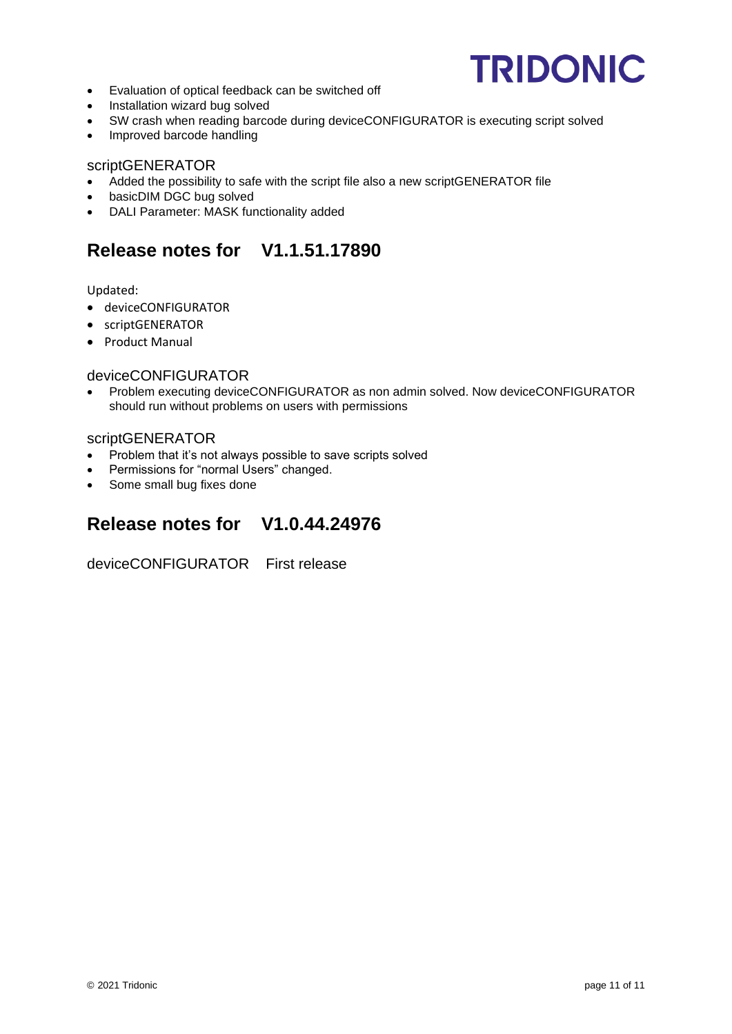- Evaluation of optical feedback can be switched off
- Installation wizard bug solved
- SW crash when reading barcode during deviceCONFIGURATOR is executing script solved
- Improved barcode handling

### scriptGENERATOR

- Added the possibility to safe with the script file also a new scriptGENERATOR file
- basicDIM DGC bug solved
- DALI Parameter: MASK functionality added

## Release notes for V1.1.51.17890

Updated:

- deviceCONFIGURATOR
- scriptGENERATOR
- Product Manual

### deviceCONFIGURATOR

- Problem executing deviceCONFIGURATOR as non admin solved. Now deviceCONFIGURATOR should run without problems on users with permissions

### scriptGENERATOR

- Problem that it's not always possible to save scripts solved
- Permissions for "normal Users" changed.
- Some small bug fixes done

## Release notes for V1.0.44.24976

deviceCONFIGURATOR First release